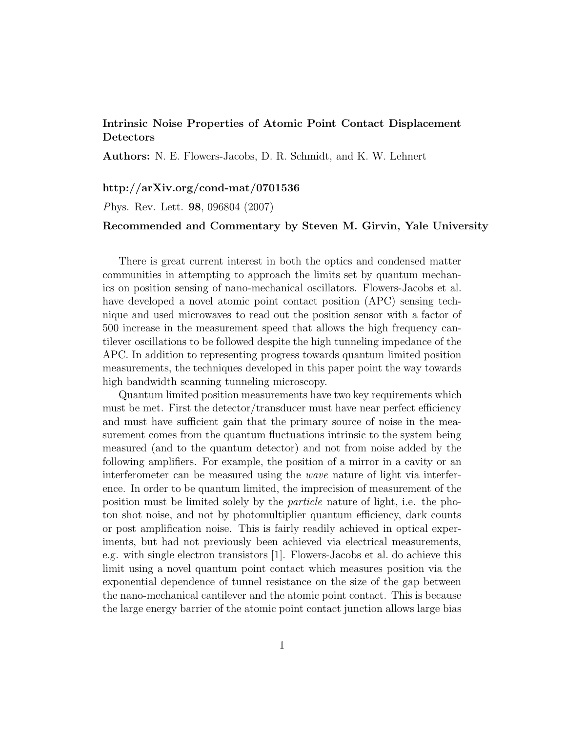**Intrinsic Noise Properties of Atomic Point Contact Displacement Detectors**

**Authors:** N. E. Flowers-Jacobs, D. R. Schmidt, and K. W. Lehnert

**http://arXiv.org/cond-mat/0701536**

*P*hys. Rev. Lett. **98**, 096804 (2007)

**Recommended and Commentary by Steven M. Girvin, Yale University**

There is great current interest in both the optics and condensed matter communities in attempting to approach the limits set by quantum mechanics on position sensing of nano-mechanical oscillators. Flowers-Jacobs et al. have developed a novel atomic point contact position (APC) sensing technique and used microwaves to read out the position sensor with a factor of 500 increase in the measurement speed that allows the high frequency cantilever oscillations to be followed despite the high tunneling impedance of the APC. In addition to representing progress towards quantum limited position measurements, the techniques developed in this paper point the way towards high bandwidth scanning tunneling microscopy.

Quantum limited position measurements have two key requirements which must be met. First the detector/transducer must have near perfect efficiency and must have sufficient gain that the primary source of noise in the measurement comes from the quantum fluctuations intrinsic to the system being measured (and to the quantum detector) and not from noise added by the following amplifiers. For example, the position of a mirror in a cavity or an interferometer can be measured using the *wave* nature of light via interference. In order to be quantum limited, the imprecision of measurement of the position must be limited solely by the *particle* nature of light, i.e. the photon shot noise, and not by photomultiplier quantum efficiency, dark counts or post amplification noise. This is fairly readily achieved in optical experiments, but had not previously been achieved via electrical measurements, e.g. with single electron transistors [1]. Flowers-Jacobs et al. do achieve this limit using a novel quantum point contact which measures position via the exponential dependence of tunnel resistance on the size of the gap between the nano-mechanical cantilever and the atomic point contact. This is because the large energy barrier of the atomic point contact junction allows large bias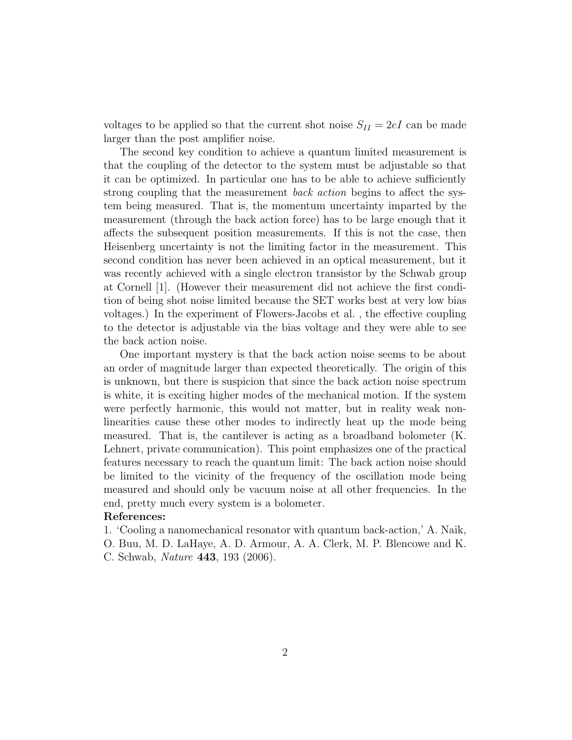voltages to be applied so that the current shot noise $S_{II} = 2eI$ can be made larger than the post amplifier noise.

The second key condition to achieve a quantum limited measurement is that the coupling of the detector to the system must be adjustable so that it can be optimized. In particular one has to be able to achieve sufficiently strong coupling that the measurement *back action* begins to affect the system being measured. That is, the momentum uncertainty imparted by the measurement (through the back action force) has to be large enough that it affects the subsequent position measurements. If this is not the case, then Heisenberg uncertainty is not the limiting factor in the measurement. This second condition has never been achieved in an optical measurement, but it was recently achieved with a single electron transistor by the Schwab group at Cornell [1]. (However their measurement did not achieve the first condition of being shot noise limited because the SET works best at very low bias voltages.) In the experiment of Flowers-Jacobs et al. , the effective coupling to the detector is adjustable via the bias voltage and they were able to see the back action noise.

One important mystery is that the back action noise seems to be about an order of magnitude larger than expected theoretically. The origin of this is unknown, but there is suspicion that since the back action noise spectrum is white, it is exciting higher modes of the mechanical motion. If the system were perfectly harmonic, this would not matter, but in reality weak non-linearities cause these other modes to indirectly heat up the mode being measured. That is, the cantilever is acting as a broadband bolometer (K. Lehnert, private communication). This point emphasizes one of the practical features necessary to reach the quantum limit: The back action noise should be limited to the vicinity of the frequency of the oscillation mode being measured and should only be vacuum noise at all other frequencies. In the end, pretty much every system is a bolometer.

**References:**

1. 'Cooling a nanomechanical resonator with quantum back-action,' A. Naik, O. Buu, M. D. LaHaye, A. D. Armour, A. A. Clerk, M. P. Blencowe and K. C. Schwab, *Nature* **443**, 193 (2006).